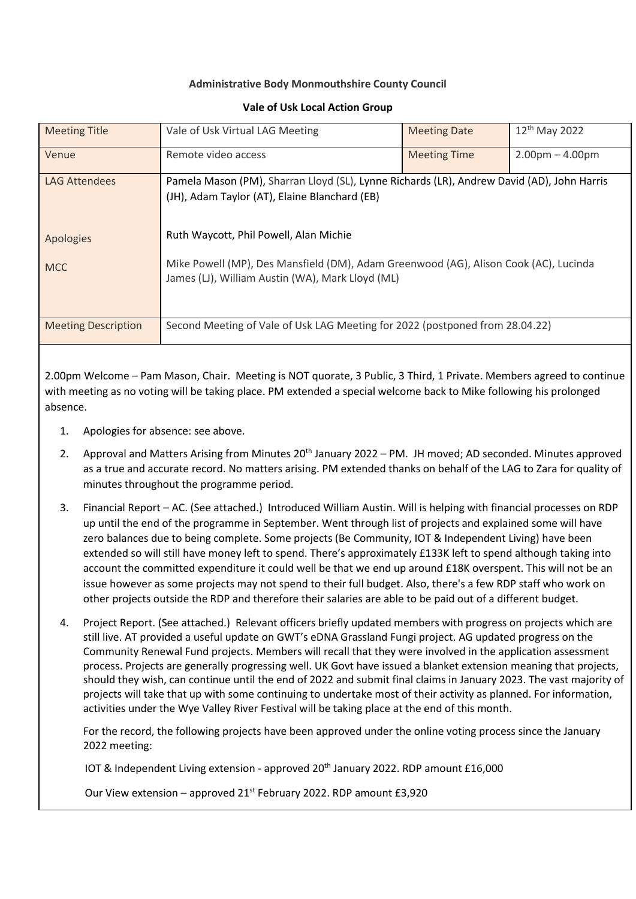**Administrative Body Monmouthshire County Council**

**Vale of Usk Local Action Group**

| Meeting Title | Vale of Usk Virtual LAG Meeting | Meeting Date | 12th May 2022 |
|---|---|---|---|
| Venue | Remote video access | Meeting Time | 2.00pm – 4.00pm |
| LAG Attendees | Pamela Mason (PM), Sharran Lloyd (SL), Lynne Richards (LR), Andrew David (AD), John Harris (JH), Adam Taylor (AT), Elaine Blanchard (EB) | | |
| Apologies | Ruth Waycott, Phil Powell, Alan Michie | | |
| MCC | Mike Powell (MP), Des Mansfield (DM), Adam Greenwood (AG), Alison Cook (AC), Lucinda James (LJ), William Austin (WA), Mark Lloyd (ML) | | |
| Meeting Description | Second Meeting of Vale of Usk LAG Meeting for 2022 (postponed from 28.04.22) | | |

2.00pm Welcome – Pam Mason, Chair. Meeting is NOT quorate, 3 Public, 3 Third, 1 Private. Members agreed to continue with meeting as no voting will be taking place. PM extended a special welcome back to Mike following his prolonged absence.

1. Apologies for absence: see above.
2. Approval and Matters Arising from Minutes 20th January 2022 – PM. JH moved; AD seconded. Minutes approved as a true and accurate record. No matters arising. PM extended thanks on behalf of the LAG to Zara for quality of minutes throughout the programme period.
3. Financial Report – AC. (See attached.) Introduced William Austin. Will is helping with financial processes on RDP up until the end of the programme in September. Went through list of projects and explained some will have zero balances due to being complete. Some projects (Be Community, IOT & Independent Living) have been extended so will still have money left to spend. There's approximately £133K left to spend although taking into account the committed expenditure it could well be that we end up around £18K overspent. This will not be an issue however as some projects may not spend to their full budget. Also, there's a few RDP staff who work on other projects outside the RDP and therefore their salaries are able to be paid out of a different budget.
4. Project Report. (See attached.) Relevant officers briefly updated members with progress on projects which are still live. AT provided a useful update on GWT's eDNA Grassland Fungi project. AG updated progress on the Community Renewal Fund projects. Members will recall that they were involved in the application assessment process. Projects are generally progressing well. UK Govt have issued a blanket extension meaning that projects, should they wish, can continue until the end of 2022 and submit final claims in January 2023. The vast majority of projects will take that up with some continuing to undertake most of their activity as planned. For information, activities under the Wye Valley River Festival will be taking place at the end of this month.

   For the record, the following projects have been approved under the online voting process since the January 2022 meeting:

   IOT & Independent Living extension - approved 20th January 2022. RDP amount £16,000

   Our View extension – approved 21st February 2022. RDP amount £3,920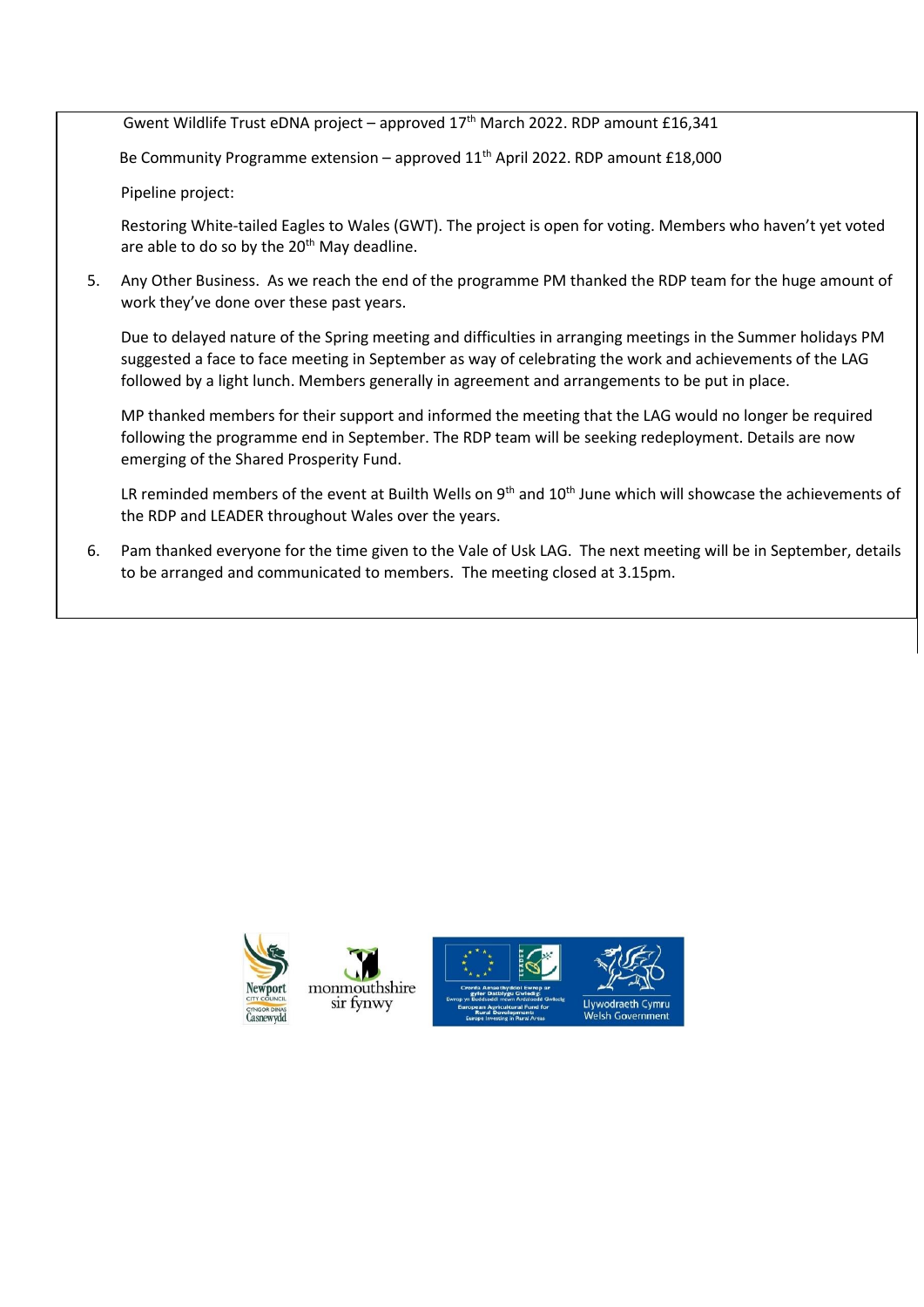Gwent Wildlife Trust eDNA project – approved 17th March 2022. RDP amount £16,341

Be Community Programme extension – approved 11th April 2022. RDP amount £18,000

Pipeline project:

Restoring White-tailed Eagles to Wales (GWT). The project is open for voting. Members who haven't yet voted are able to do so by the 20th May deadline.

5. Any Other Business. As we reach the end of the programme PM thanked the RDP team for the huge amount of work they've done over these past years.

   Due to delayed nature of the Spring meeting and difficulties in arranging meetings in the Summer holidays PM suggested a face to face meeting in September as way of celebrating the work and achievements of the LAG followed by a light lunch. Members generally in agreement and arrangements to be put in place.

   MP thanked members for their support and informed the meeting that the LAG would no longer be required following the programme end in September. The RDP team will be seeking redeployment. Details are now emerging of the Shared Prosperity Fund.

   LR reminded members of the event at Builth Wells on 9th and 10th June which will showcase the achievements of the RDP and LEADER throughout Wales over the years.

6. Pam thanked everyone for the time given to the Vale of Usk LAG. The next meeting will be in September, details to be arranged and communicated to members. The meeting closed at 3.15pm.